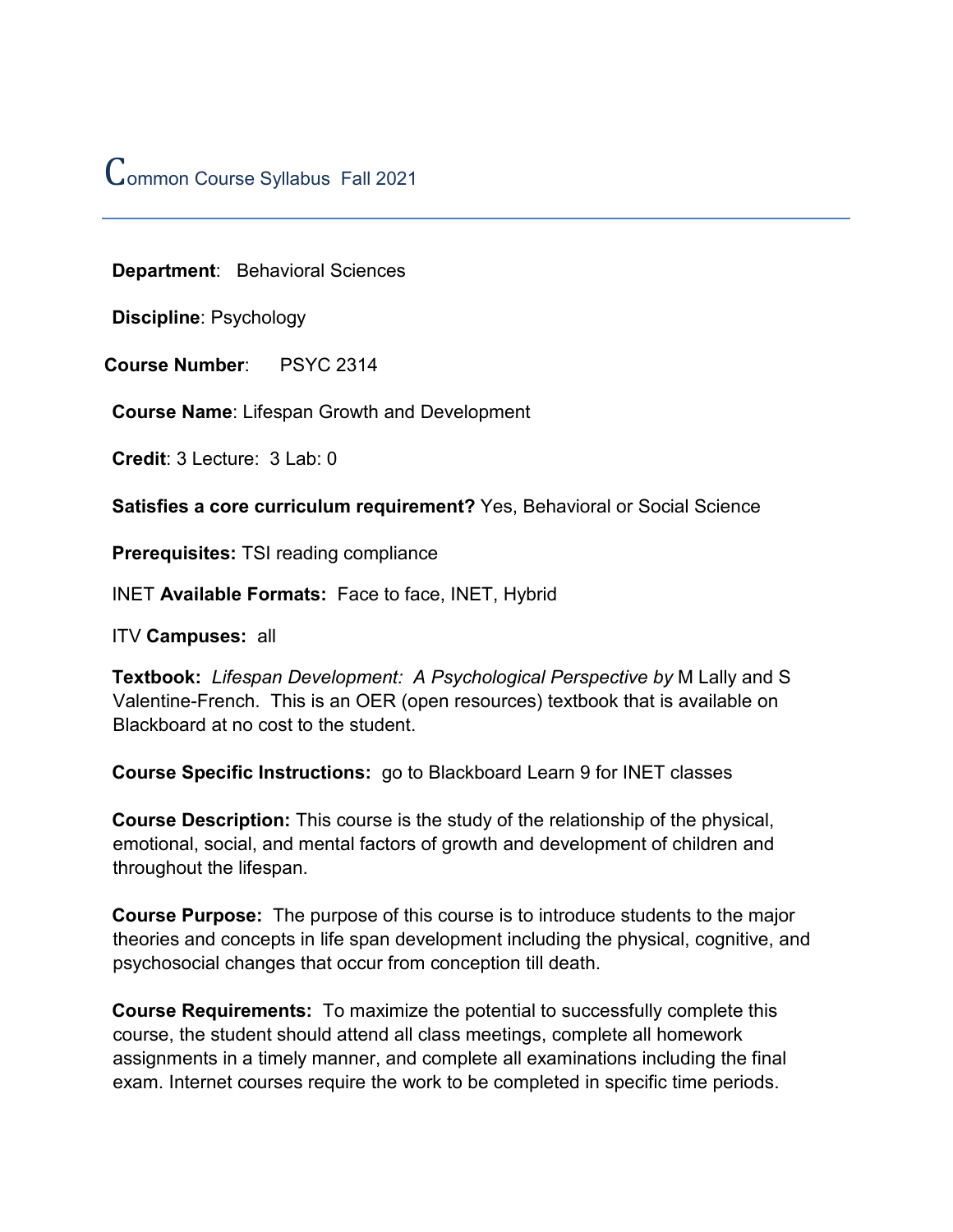# Common Course Syllabus Fall 2021

**Department**: Behavioral Sciences

**Discipline**: Psychology

**Course Number**: PSYC 2314

**Course Name**: Lifespan Growth and Development

**Credit**: 3 Lecture: 3 Lab: 0

**Satisfies a core curriculum requirement?** Yes, Behavioral or Social Science

**Prerequisites:** TSI reading compliance

INET **Available Formats:** Face to face, INET, Hybrid

ITV **Campuses:** all

**Textbook:** *Lifespan Development: A Psychological Perspective by* M Lally and S Valentine-French. This is an OER (open resources) textbook that is available on Blackboard at no cost to the student.

**Course Specific Instructions:** go to Blackboard Learn 9 for INET classes

**Course Description:** This course is the study of the relationship of the physical, emotional, social, and mental factors of growth and development of children and throughout the lifespan.

**Course Purpose:** The purpose of this course is to introduce students to the major theories and concepts in life span development including the physical, cognitive, and psychosocial changes that occur from conception till death.

**Course Requirements:** To maximize the potential to successfully complete this course, the student should attend all class meetings, complete all homework assignments in a timely manner, and complete all examinations including the final exam. Internet courses require the work to be completed in specific time periods.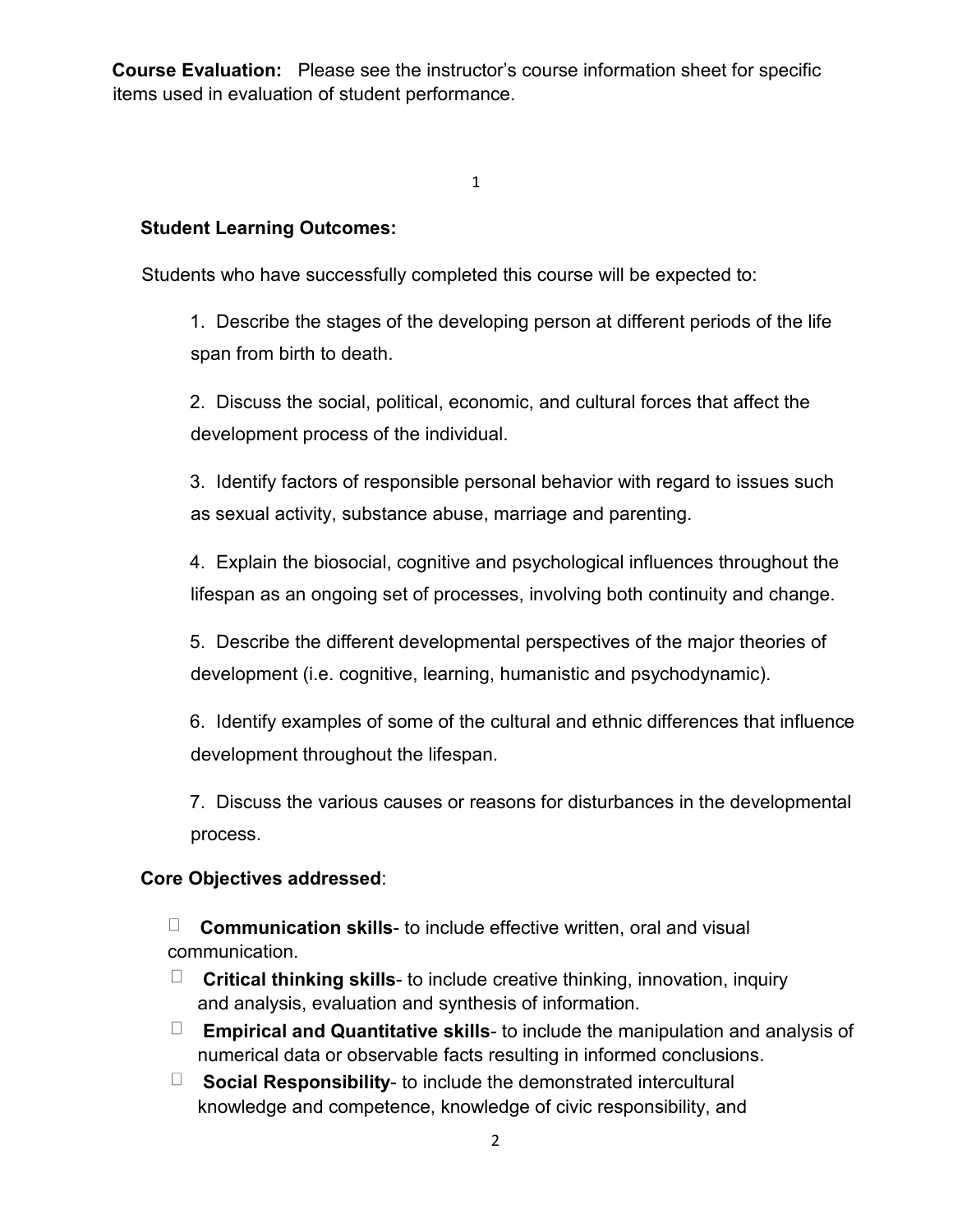**Course Evaluation:** Please see the instructor's course information sheet for specific items used in evaluation of student performance.

**Student Learning Outcomes:**

Students who have successfully completed this course will be expected to:

1. Describe the stages of the developing person at different periods of the life span from birth to death.
2. Discuss the social, political, economic, and cultural forces that affect the development process of the individual.
3. Identify factors of responsible personal behavior with regard to issues such as sexual activity, substance abuse, marriage and parenting.
4. Explain the biosocial, cognitive and psychological influences throughout the lifespan as an ongoing set of processes, involving both continuity and change.
5. Describe the different developmental perspectives of the major theories of development (i.e. cognitive, learning, humanistic and psychodynamic).
6. Identify examples of some of the cultural and ethnic differences that influence development throughout the lifespan.
7. Discuss the various causes or reasons for disturbances in the developmental process.

**Core Objectives addressed**:

- **Communication skills**- to include effective written, oral and visual communication.
- **Critical thinking skills**- to include creative thinking, innovation, inquiry and analysis, evaluation and synthesis of information.
- **Empirical and Quantitative skills**- to include the manipulation and analysis of numerical data or observable facts resulting in informed conclusions.
- **Social Responsibility**- to include the demonstrated intercultural knowledge and competence, knowledge of civic responsibility, and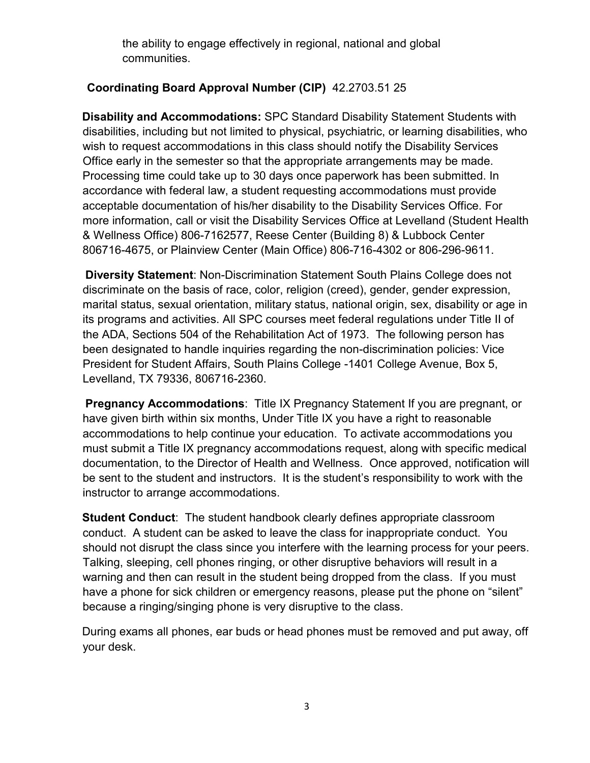the ability to engage effectively in regional, national and global communities.

**Coordinating Board Approval Number (CIP)** 42.2703.51 25

**Disability and Accommodations:** SPC Standard Disability Statement Students with disabilities, including but not limited to physical, psychiatric, or learning disabilities, who wish to request accommodations in this class should notify the Disability Services Office early in the semester so that the appropriate arrangements may be made. Processing time could take up to 30 days once paperwork has been submitted. In accordance with federal law, a student requesting accommodations must provide acceptable documentation of his/her disability to the Disability Services Office. For more information, call or visit the Disability Services Office at Levelland (Student Health & Wellness Office) 806-7162577, Reese Center (Building 8) & Lubbock Center 806716-4675, or Plainview Center (Main Office) 806-716-4302 or 806-296-9611.

**Diversity Statement**: Non-Discrimination Statement South Plains College does not discriminate on the basis of race, color, religion (creed), gender, gender expression, marital status, sexual orientation, military status, national origin, sex, disability or age in its programs and activities. All SPC courses meet federal regulations under Title II of the ADA, Sections 504 of the Rehabilitation Act of 1973. The following person has been designated to handle inquiries regarding the non-discrimination policies: Vice President for Student Affairs, South Plains College -1401 College Avenue, Box 5, Levelland, TX 79336, 806716-2360.

**Pregnancy Accommodations**: Title IX Pregnancy Statement If you are pregnant, or have given birth within six months, Under Title IX you have a right to reasonable accommodations to help continue your education. To activate accommodations you must submit a Title IX pregnancy accommodations request, along with specific medical documentation, to the Director of Health and Wellness. Once approved, notification will be sent to the student and instructors. It is the student's responsibility to work with the instructor to arrange accommodations.

**Student Conduct**: The student handbook clearly defines appropriate classroom conduct. A student can be asked to leave the class for inappropriate conduct. You should not disrupt the class since you interfere with the learning process for your peers. Talking, sleeping, cell phones ringing, or other disruptive behaviors will result in a warning and then can result in the student being dropped from the class. If you must have a phone for sick children or emergency reasons, please put the phone on "silent" because a ringing/singing phone is very disruptive to the class.

During exams all phones, ear buds or head phones must be removed and put away, off your desk.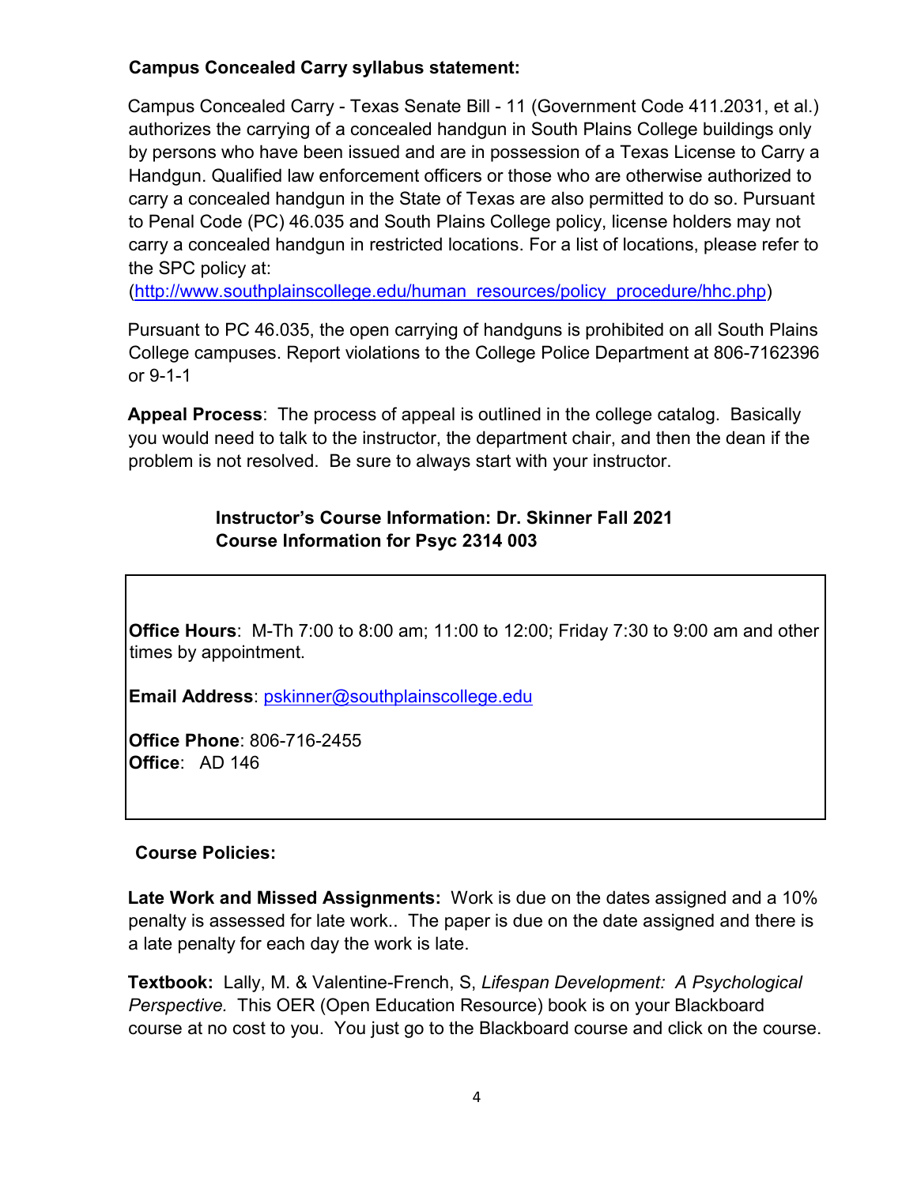**Campus Concealed Carry syllabus statement:**

Campus Concealed Carry - Texas Senate Bill - 11 (Government Code 411.2031, et al.) authorizes the carrying of a concealed handgun in South Plains College buildings only by persons who have been issued and are in possession of a Texas License to Carry a Handgun. Qualified law enforcement officers or those who are otherwise authorized to carry a concealed handgun in the State of Texas are also permitted to do so. Pursuant to Penal Code (PC) 46.035 and South Plains College policy, license holders may not carry a concealed handgun in restricted locations. For a list of locations, please refer to the SPC policy at:
(http://www.southplainscollege.edu/human_resources/policy_procedure/hhc.php)

Pursuant to PC 46.035, the open carrying of handguns is prohibited on all South Plains College campuses. Report violations to the College Police Department at 806-7162396 or 9-1-1

**Appeal Process**: The process of appeal is outlined in the college catalog. Basically you would need to talk to the instructor, the department chair, and then the dean if the problem is not resolved. Be sure to always start with your instructor.

**Instructor's Course Information: Dr. Skinner Fall 2021**
**Course Information for Psyc 2314 003**

**Office Hours**: M-Th 7:00 to 8:00 am; 11:00 to 12:00; Friday 7:30 to 9:00 am and other times by appointment.

**Email Address**: pskinner@southplainscollege.edu

**Office Phone**: 806-716-2455
**Office**: AD 146

**Course Policies:**

**Late Work and Missed Assignments:** Work is due on the dates assigned and a 10% penalty is assessed for late work.. The paper is due on the date assigned and there is a late penalty for each day the work is late.

**Textbook:** Lally, M. & Valentine-French, S, *Lifespan Development: A Psychological Perspective.* This OER (Open Education Resource) book is on your Blackboard course at no cost to you. You just go to the Blackboard course and click on the course.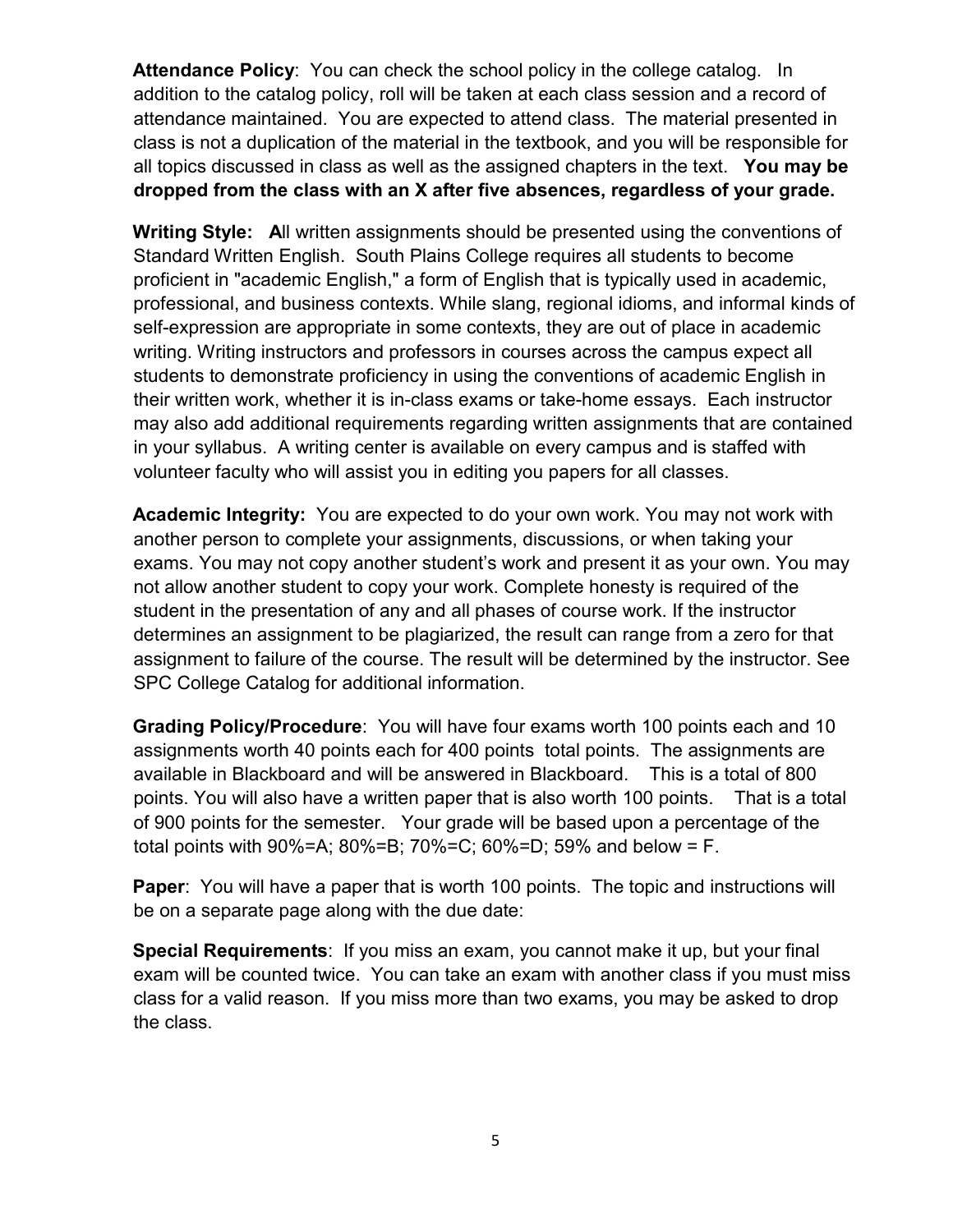**Attendance Policy**: You can check the school policy in the college catalog. In addition to the catalog policy, roll will be taken at each class session and a record of attendance maintained. You are expected to attend class. The material presented in class is not a duplication of the material in the textbook, and you will be responsible for all topics discussed in class as well as the assigned chapters in the text. **You may be dropped from the class with an X after five absences, regardless of your grade.**

**Writing Style: A**ll written assignments should be presented using the conventions of Standard Written English. South Plains College requires all students to become proficient in "academic English," a form of English that is typically used in academic, professional, and business contexts. While slang, regional idioms, and informal kinds of self-expression are appropriate in some contexts, they are out of place in academic writing. Writing instructors and professors in courses across the campus expect all students to demonstrate proficiency in using the conventions of academic English in their written work, whether it is in-class exams or take-home essays. Each instructor may also add additional requirements regarding written assignments that are contained in your syllabus. A writing center is available on every campus and is staffed with volunteer faculty who will assist you in editing you papers for all classes.

**Academic Integrity:** You are expected to do your own work. You may not work with another person to complete your assignments, discussions, or when taking your exams. You may not copy another student's work and present it as your own. You may not allow another student to copy your work. Complete honesty is required of the student in the presentation of any and all phases of course work. If the instructor determines an assignment to be plagiarized, the result can range from a zero for that assignment to failure of the course. The result will be determined by the instructor. See SPC College Catalog for additional information.

**Grading Policy/Procedure**: You will have four exams worth 100 points each and 10 assignments worth 40 points each for 400 points total points. The assignments are available in Blackboard and will be answered in Blackboard. This is a total of 800 points. You will also have a written paper that is also worth 100 points. That is a total of 900 points for the semester. Your grade will be based upon a percentage of the total points with 90%=A; 80%=B; 70%=C; 60%=D; 59% and below = F.

**Paper**: You will have a paper that is worth 100 points. The topic and instructions will be on a separate page along with the due date:

**Special Requirements**: If you miss an exam, you cannot make it up, but your final exam will be counted twice. You can take an exam with another class if you must miss class for a valid reason. If you miss more than two exams, you may be asked to drop the class.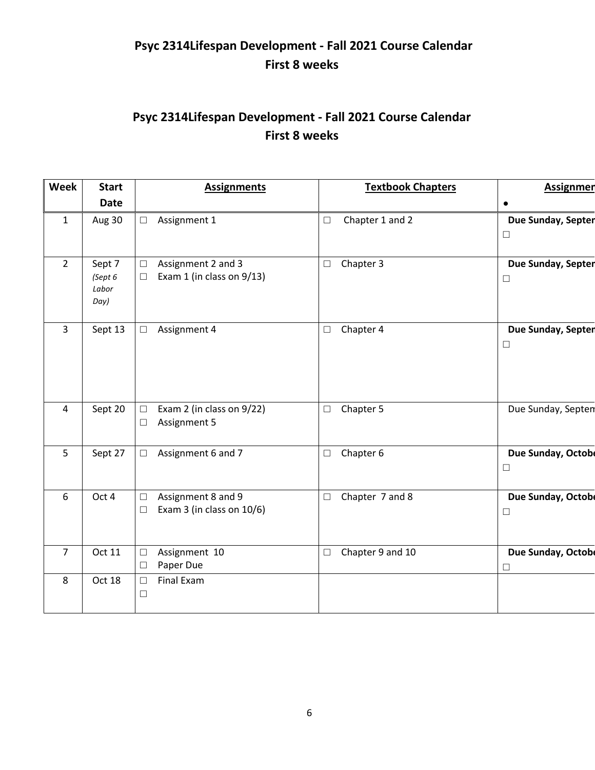**Psyc 2314Lifespan Development - Fall 2021 Course Calendar**
**First 8 weeks**

**Psyc 2314Lifespan Development - Fall 2021 Course Calendar**
**First 8 weeks**

| Week | Start Date | Assignments | Textbook Chapters | Assignmen |
|---|---|---|---|---|
| 1 | Aug 30 | ☐ Assignment 1 | ☐ Chapter 1 and 2 | **Due Sunday, Septer** ☐ |
| 2 | Sept 7 *(Sept 6 Labor Day)* | ☐ Assignment 2 and 3<br>☐ Exam 1 (in class on 9/13) | ☐ Chapter 3 | **Due Sunday, Septer** ☐ |
| 3 | Sept 13 | ☐ Assignment 4 | ☐ Chapter 4 | **Due Sunday, Septer** ☐ |
| 4 | Sept 20 | ☐ Exam 2 (in class on 9/22)<br>☐ Assignment 5 | ☐ Chapter 5 | Due Sunday, Septem |
| 5 | Sept 27 | ☐ Assignment 6 and 7 | ☐ Chapter 6 | **Due Sunday, Octobe** ☐ |
| 6 | Oct 4 | ☐ Assignment 8 and 9<br>☐ Exam 3 (in class on 10/6) | ☐ Chapter 7 and 8 | **Due Sunday, Octobe** ☐ |
| 7 | Oct 11 | ☐ Assignment 10<br>☐ Paper Due | ☐ Chapter 9 and 10 | **Due Sunday, Octobe** ☐ |
| 8 | Oct 18 | ☐ Final Exam<br>☐ | | |